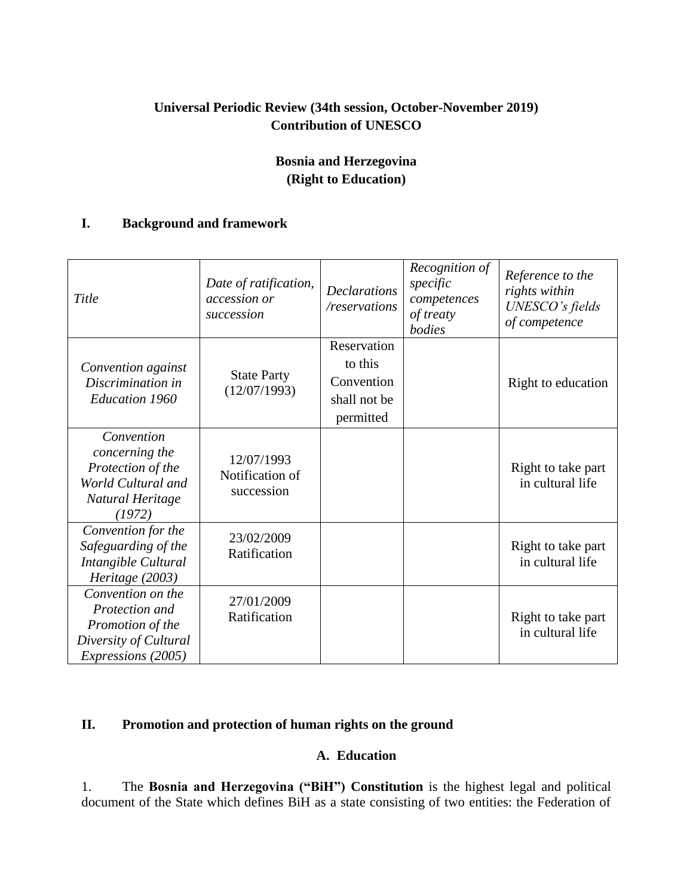**Universal Periodic Review (34th session, October-November 2019)**
**Contribution of UNESCO**

**Bosnia and Herzegovina**
**(Right to Education)**

## I. Background and framework

| *Title* | *Date of ratification, accession or succession* | *Declarations /reservations* | *Recognition of specific competences of treaty bodies* | *Reference to the rights within UNESCO's fields of competence* |
|---|---|---|---|---|
| *Convention against Discrimination in Education 1960* | State Party (12/07/1993) | Reservation to this Convention shall not be permitted | | Right to education |
| *Convention concerning the Protection of the World Cultural and Natural Heritage (1972)* | 12/07/1993 Notification of succession | | | Right to take part in cultural life |
| *Convention for the Safeguarding of the Intangible Cultural Heritage (2003)* | 23/02/2009 Ratification | | | Right to take part in cultural life |
| *Convention on the Protection and Promotion of the Diversity of Cultural Expressions (2005)* | 27/01/2009 Ratification | | | Right to take part in cultural life |

## II. Promotion and protection of human rights on the ground

### A. Education

1. The **Bosnia and Herzegovina ("BiH") Constitution** is the highest legal and political document of the State which defines BiH as a state consisting of two entities: the Federation of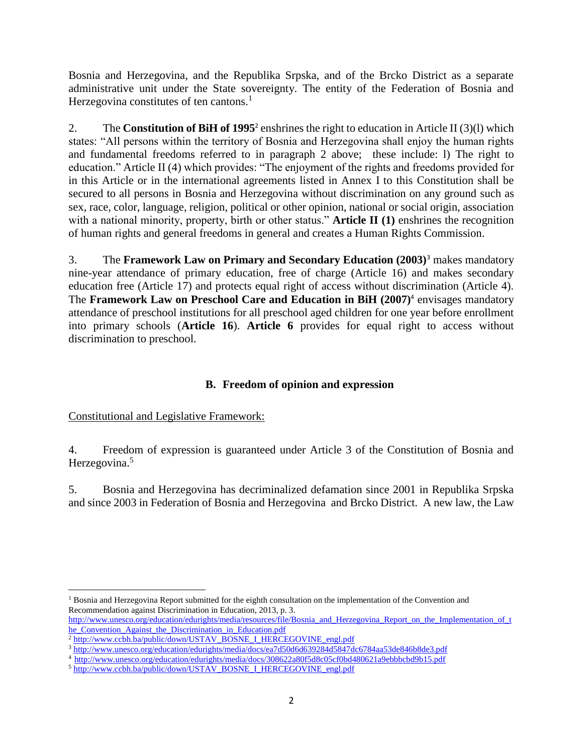Bosnia and Herzegovina, and the Republika Srpska, and of the Brcko District as a separate administrative unit under the State sovereignty. The entity of the Federation of Bosnia and Herzegovina constitutes of ten cantons.[1]

2. The **Constitution of BiH of 1995**[2] enshrines the right to education in Article II (3)(l) which states: "All persons within the territory of Bosnia and Herzegovina shall enjoy the human rights and fundamental freedoms referred to in paragraph 2 above; these include: l) The right to education." Article II (4) which provides: "The enjoyment of the rights and freedoms provided for in this Article or in the international agreements listed in Annex I to this Constitution shall be secured to all persons in Bosnia and Herzegovina without discrimination on any ground such as sex, race, color, language, religion, political or other opinion, national or social origin, association with a national minority, property, birth or other status." **Article II (1)** enshrines the recognition of human rights and general freedoms in general and creates a Human Rights Commission.

3. The **Framework Law on Primary and Secondary Education (2003)**[3] makes mandatory nine-year attendance of primary education, free of charge (Article 16) and makes secondary education free (Article 17) and protects equal right of access without discrimination (Article 4). The **Framework Law on Preschool Care and Education in BiH (2007)**[4] envisages mandatory attendance of preschool institutions for all preschool aged children for one year before enrollment into primary schools (**Article 16**). **Article 6** provides for equal right to access without discrimination to preschool.

## B. Freedom of opinion and expression

Constitutional and Legislative Framework:

4. Freedom of expression is guaranteed under Article 3 of the Constitution of Bosnia and Herzegovina.[5]

5. Bosnia and Herzegovina has decriminalized defamation since 2001 in Republika Srpska and since 2003 in Federation of Bosnia and Herzegovina and Brcko District. A new law, the Law

---

[1] Bosnia and Herzegovina Report submitted for the eighth consultation on the implementation of the Convention and Recommendation against Discrimination in Education, 2013, p. 3. http://www.unesco.org/education/edurights/media/resources/file/Bosnia_and_Herzegovina_Report_on_the_Implementation_of_the_Convention_Against_the_Discrimination_in_Education.pdf

[2] http://www.ccbh.ba/public/down/USTAV_BOSNE_I_HERCEGOVINE_engl.pdf

[3] http://www.unesco.org/education/edurights/media/docs/ea7d50d6d639284d5847dc6784aa53de846b8de3.pdf

[4] http://www.unesco.org/education/edurights/media/docs/308622a80f5d8c05cf0bd480621a9ebbbcbd9b15.pdf

[5] http://www.ccbh.ba/public/down/USTAV_BOSNE_I_HERCEGOVINE_engl.pdf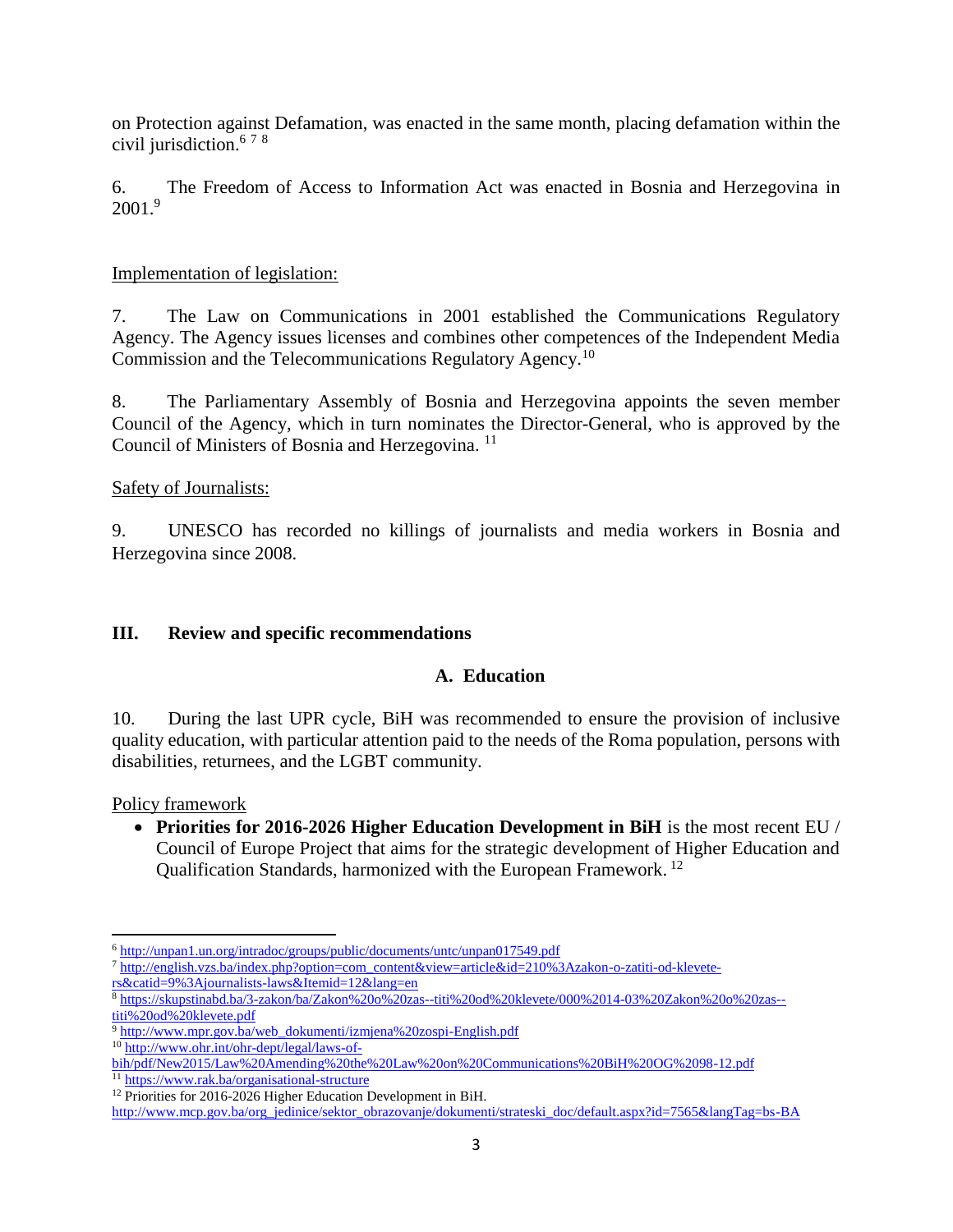on Protection against Defamation, was enacted in the same month, placing defamation within the civil jurisdiction.[6] [7] [8]

6. The Freedom of Access to Information Act was enacted in Bosnia and Herzegovina in 2001.[9]

Implementation of legislation:

7. The Law on Communications in 2001 established the Communications Regulatory Agency. The Agency issues licenses and combines other competences of the Independent Media Commission and the Telecommunications Regulatory Agency.[10]

8. The Parliamentary Assembly of Bosnia and Herzegovina appoints the seven member Council of the Agency, which in turn nominates the Director-General, who is approved by the Council of Ministers of Bosnia and Herzegovina. [11]

Safety of Journalists:

9. UNESCO has recorded no killings of journalists and media workers in Bosnia and Herzegovina since 2008.

## III. Review and specific recommendations

### A. Education

10. During the last UPR cycle, BiH was recommended to ensure the provision of inclusive quality education, with particular attention paid to the needs of the Roma population, persons with disabilities, returnees, and the LGBT community.

Policy framework

- **Priorities for 2016-2026 Higher Education Development in BiH** is the most recent EU / Council of Europe Project that aims for the strategic development of Higher Education and Qualification Standards, harmonized with the European Framework. [12]

---

[6] http://unpan1.un.org/intradoc/groups/public/documents/untc/unpan017549.pdf

[7] http://english.vzs.ba/index.php?option=com_content&view=article&id=210%3Azakon-o-zatiti-od-klevete-rs&catid=9%3Ajournalists-laws&Itemid=12&lang=en

[8] https://skupstinabd.ba/3-zakon/ba/Zakon%20o%20zas--titi%20od%20klevete/000%2014-03%20Zakon%20o%20zas--titi%20od%20klevete.pdf

[9] http://www.mpr.gov.ba/web_dokumenti/izmjena%20zospi-English.pdf

[10] http://www.ohr.int/ohr-dept/legal/laws-of-bih/pdf/New2015/Law%20Amending%20the%20Law%20on%20Communications%20BiH%20OG%2098-12.pdf

[11] https://www.rak.ba/organisational-structure

[12] Priorities for 2016-2026 Higher Education Development in BiH. http://www.mcp.gov.ba/org_jedinice/sektor_obrazovanje/dokumenti/strateski_doc/default.aspx?id=7565&langTag=bs-BA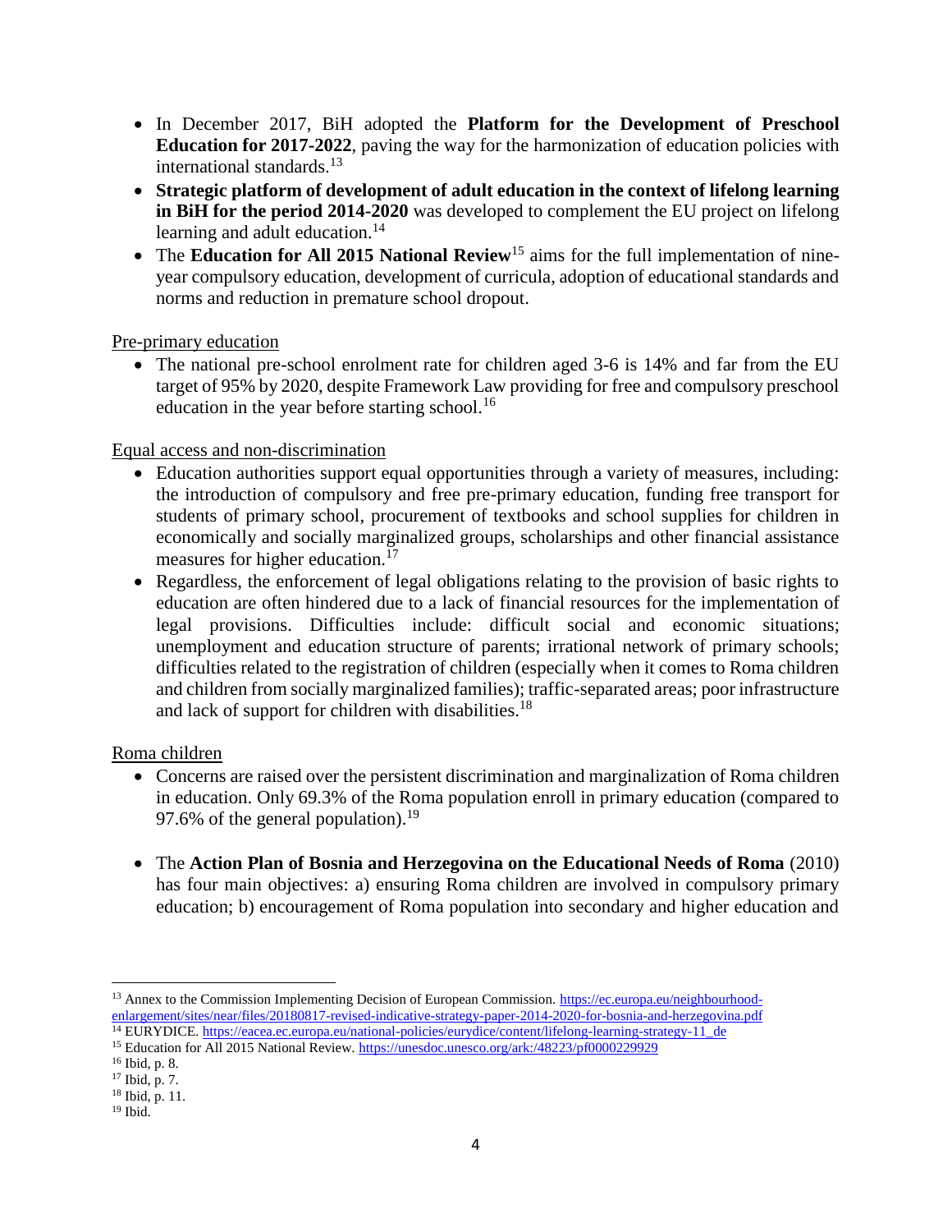- In December 2017, BiH adopted the **Platform for the Development of Preschool Education for 2017-2022**, paving the way for the harmonization of education policies with international standards.[13]
- **Strategic platform of development of adult education in the context of lifelong learning in BiH for the period 2014-2020** was developed to complement the EU project on lifelong learning and adult education.[14]
- The **Education for All 2015 National Review**[15] aims for the full implementation of nine-year compulsory education, development of curricula, adoption of educational standards and norms and reduction in premature school dropout.

<u>Pre-primary education</u>

- The national pre-school enrolment rate for children aged 3-6 is 14% and far from the EU target of 95% by 2020, despite Framework Law providing for free and compulsory preschool education in the year before starting school.[16]

<u>Equal access and non-discrimination</u>

- Education authorities support equal opportunities through a variety of measures, including: the introduction of compulsory and free pre-primary education, funding free transport for students of primary school, procurement of textbooks and school supplies for children in economically and socially marginalized groups, scholarships and other financial assistance measures for higher education.[17]
- Regardless, the enforcement of legal obligations relating to the provision of basic rights to education are often hindered due to a lack of financial resources for the implementation of legal provisions. Difficulties include: difficult social and economic situations; unemployment and education structure of parents; irrational network of primary schools; difficulties related to the registration of children (especially when it comes to Roma children and children from socially marginalized families); traffic-separated areas; poor infrastructure and lack of support for children with disabilities.[18]

<u>Roma children</u>

- Concerns are raised over the persistent discrimination and marginalization of Roma children in education. Only 69.3% of the Roma population enroll in primary education (compared to 97.6% of the general population).[19]

- The **Action Plan of Bosnia and Herzegovina on the Educational Needs of Roma** (2010) has four main objectives: a) ensuring Roma children are involved in compulsory primary education; b) encouragement of Roma population into secondary and higher education and

---

[13] Annex to the Commission Implementing Decision of European Commission. https://ec.europa.eu/neighbourhood-enlargement/sites/near/files/20180817-revised-indicative-strategy-paper-2014-2020-for-bosnia-and-herzegovina.pdf

[14] EURYDICE. https://eacea.ec.europa.eu/national-policies/eurydice/content/lifelong-learning-strategy-11_de

[15] Education for All 2015 National Review. https://unesdoc.unesco.org/ark:/48223/pf0000229929

[16] Ibid, p. 8.

[17] Ibid, p. 7.

[18] Ibid, p. 11.

[19] Ibid.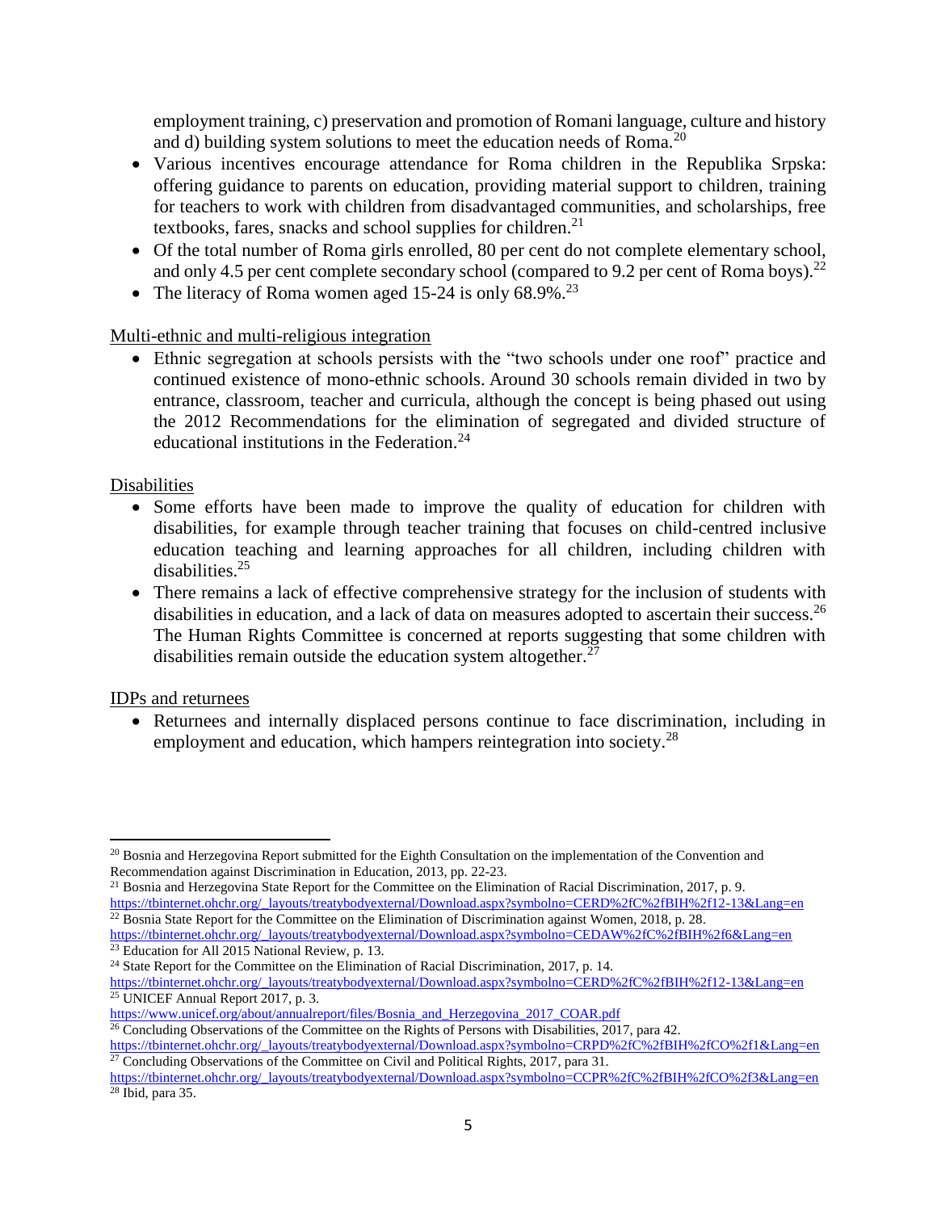employment training, c) preservation and promotion of Romani language, culture and history and d) building system solutions to meet the education needs of Roma.[20]

- Various incentives encourage attendance for Roma children in the Republika Srpska: offering guidance to parents on education, providing material support to children, training for teachers to work with children from disadvantaged communities, and scholarships, free textbooks, fares, snacks and school supplies for children.[21]
- Of the total number of Roma girls enrolled, 80 per cent do not complete elementary school, and only 4.5 per cent complete secondary school (compared to 9.2 per cent of Roma boys).[22]
- The literacy of Roma women aged 15-24 is only 68.9%.[23]

<u>Multi-ethnic and multi-religious integration</u>

- Ethnic segregation at schools persists with the "two schools under one roof" practice and continued existence of mono-ethnic schools. Around 30 schools remain divided in two by entrance, classroom, teacher and curricula, although the concept is being phased out using the 2012 Recommendations for the elimination of segregated and divided structure of educational institutions in the Federation.[24]

<u>Disabilities</u>

- Some efforts have been made to improve the quality of education for children with disabilities, for example through teacher training that focuses on child-centred inclusive education teaching and learning approaches for all children, including children with disabilities.[25]
- There remains a lack of effective comprehensive strategy for the inclusion of students with disabilities in education, and a lack of data on measures adopted to ascertain their success.[26] The Human Rights Committee is concerned at reports suggesting that some children with disabilities remain outside the education system altogether.[27]

<u>IDPs and returnees</u>

- Returnees and internally displaced persons continue to face discrimination, including in employment and education, which hampers reintegration into society.[28]

---

[20] Bosnia and Herzegovina Report submitted for the Eighth Consultation on the implementation of the Convention and Recommendation against Discrimination in Education, 2013, pp. 22-23.

[21] Bosnia and Herzegovina State Report for the Committee on the Elimination of Racial Discrimination, 2017, p. 9. https://tbinternet.ohchr.org/_layouts/treatybodyexternal/Download.aspx?symbolno=CERD%2fC%2fBIH%2f12-13&Lang=en

[22] Bosnia State Report for the Committee on the Elimination of Discrimination against Women, 2018, p. 28. https://tbinternet.ohchr.org/_layouts/treatybodyexternal/Download.aspx?symbolno=CEDAW%2fC%2fBIH%2f6&Lang=en

[23] Education for All 2015 National Review, p. 13.

[24] State Report for the Committee on the Elimination of Racial Discrimination, 2017, p. 14. https://tbinternet.ohchr.org/_layouts/treatybodyexternal/Download.aspx?symbolno=CERD%2fC%2fBIH%2f12-13&Lang=en

[25] UNICEF Annual Report 2017, p. 3. https://www.unicef.org/about/annualreport/files/Bosnia_and_Herzegovina_2017_COAR.pdf

[26] Concluding Observations of the Committee on the Rights of Persons with Disabilities, 2017, para 42. https://tbinternet.ohchr.org/_layouts/treatybodyexternal/Download.aspx?symbolno=CRPD%2fC%2fBIH%2fCO%2f1&Lang=en

[27] Concluding Observations of the Committee on Civil and Political Rights, 2017, para 31. https://tbinternet.ohchr.org/_layouts/treatybodyexternal/Download.aspx?symbolno=CCPR%2fC%2fBIH%2fCO%2f3&Lang=en

[28] Ibid, para 35.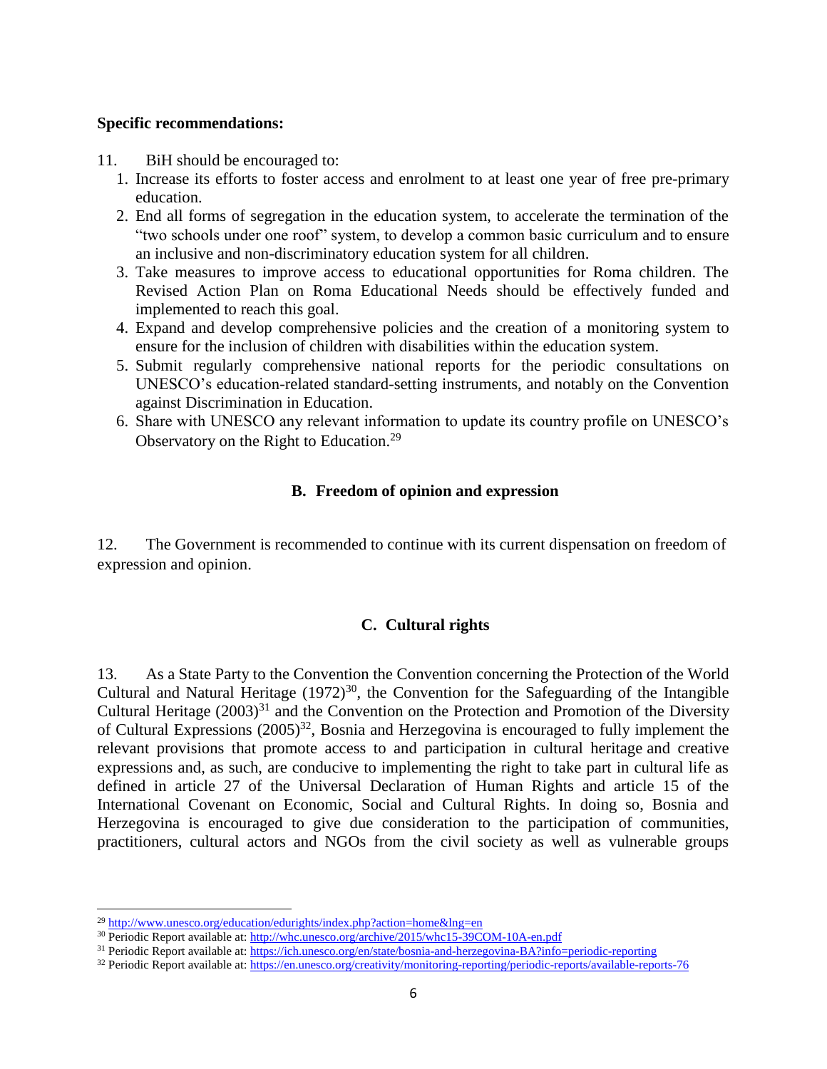**Specific recommendations:**

11. BiH should be encouraged to:
    1. Increase its efforts to foster access and enrolment to at least one year of free pre-primary education.
    2. End all forms of segregation in the education system, to accelerate the termination of the "two schools under one roof" system, to develop a common basic curriculum and to ensure an inclusive and non-discriminatory education system for all children.
    3. Take measures to improve access to educational opportunities for Roma children. The Revised Action Plan on Roma Educational Needs should be effectively funded and implemented to reach this goal.
    4. Expand and develop comprehensive policies and the creation of a monitoring system to ensure for the inclusion of children with disabilities within the education system.
    5. Submit regularly comprehensive national reports for the periodic consultations on UNESCO's education-related standard-setting instruments, and notably on the Convention against Discrimination in Education.
    6. Share with UNESCO any relevant information to update its country profile on UNESCO's Observatory on the Right to Education.[29]

## B. Freedom of opinion and expression

12. The Government is recommended to continue with its current dispensation on freedom of expression and opinion.

## C. Cultural rights

13. As a State Party to the Convention the Convention concerning the Protection of the World Cultural and Natural Heritage (1972)[30], the Convention for the Safeguarding of the Intangible Cultural Heritage (2003)[31] and the Convention on the Protection and Promotion of the Diversity of Cultural Expressions (2005)[32], Bosnia and Herzegovina is encouraged to fully implement the relevant provisions that promote access to and participation in cultural heritage and creative expressions and, as such, are conducive to implementing the right to take part in cultural life as defined in article 27 of the Universal Declaration of Human Rights and article 15 of the International Covenant on Economic, Social and Cultural Rights. In doing so, Bosnia and Herzegovina is encouraged to give due consideration to the participation of communities, practitioners, cultural actors and NGOs from the civil society as well as vulnerable groups

---

[29] http://www.unesco.org/education/edurights/index.php?action=home&lng=en

[30] Periodic Report available at: http://whc.unesco.org/archive/2015/whc15-39COM-10A-en.pdf

[31] Periodic Report available at: https://ich.unesco.org/en/state/bosnia-and-herzegovina-BA?info=periodic-reporting

[32] Periodic Report available at: https://en.unesco.org/creativity/monitoring-reporting/periodic-reports/available-reports-76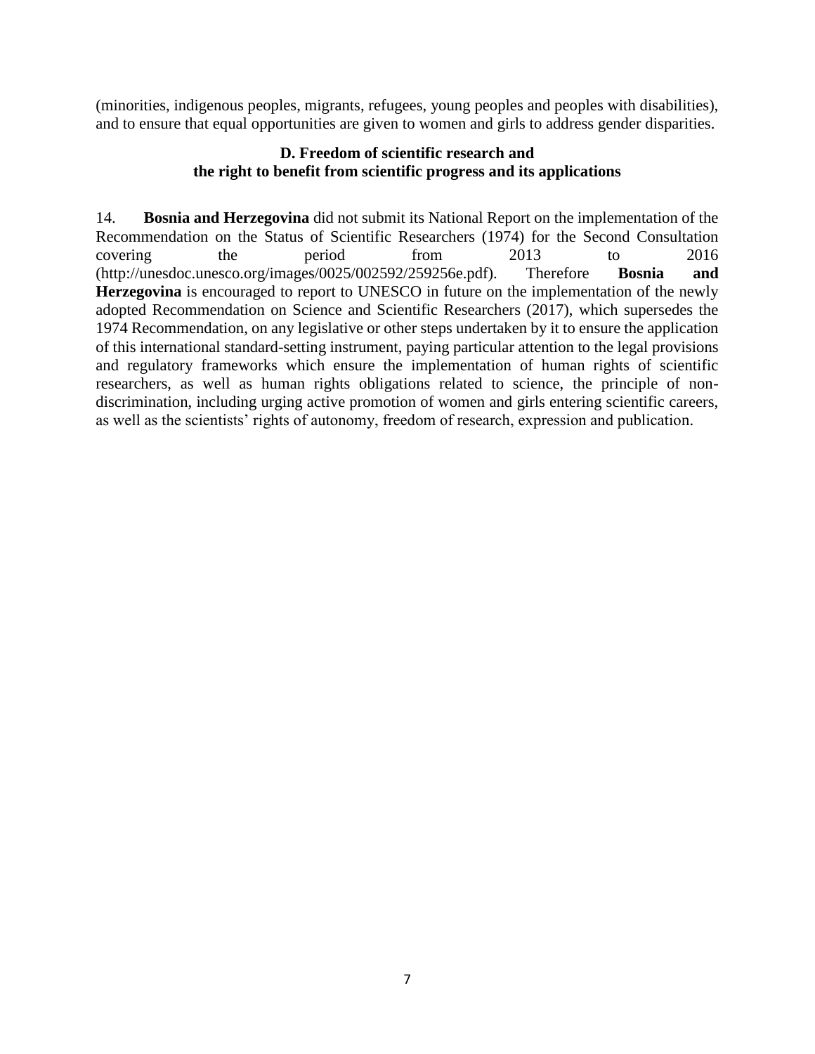(minorities, indigenous peoples, migrants, refugees, young peoples and peoples with disabilities), and to ensure that equal opportunities are given to women and girls to address gender disparities.

### D. Freedom of scientific research and the right to benefit from scientific progress and its applications

14. **Bosnia and Herzegovina** did not submit its National Report on the implementation of the Recommendation on the Status of Scientific Researchers (1974) for the Second Consultation covering the period from 2013 to 2016 (http://unesdoc.unesco.org/images/0025/002592/259256e.pdf). Therefore **Bosnia and Herzegovina** is encouraged to report to UNESCO in future on the implementation of the newly adopted Recommendation on Science and Scientific Researchers (2017), which supersedes the 1974 Recommendation, on any legislative or other steps undertaken by it to ensure the application of this international standard-setting instrument, paying particular attention to the legal provisions and regulatory frameworks which ensure the implementation of human rights of scientific researchers, as well as human rights obligations related to science, the principle of non-discrimination, including urging active promotion of women and girls entering scientific careers, as well as the scientists' rights of autonomy, freedom of research, expression and publication.